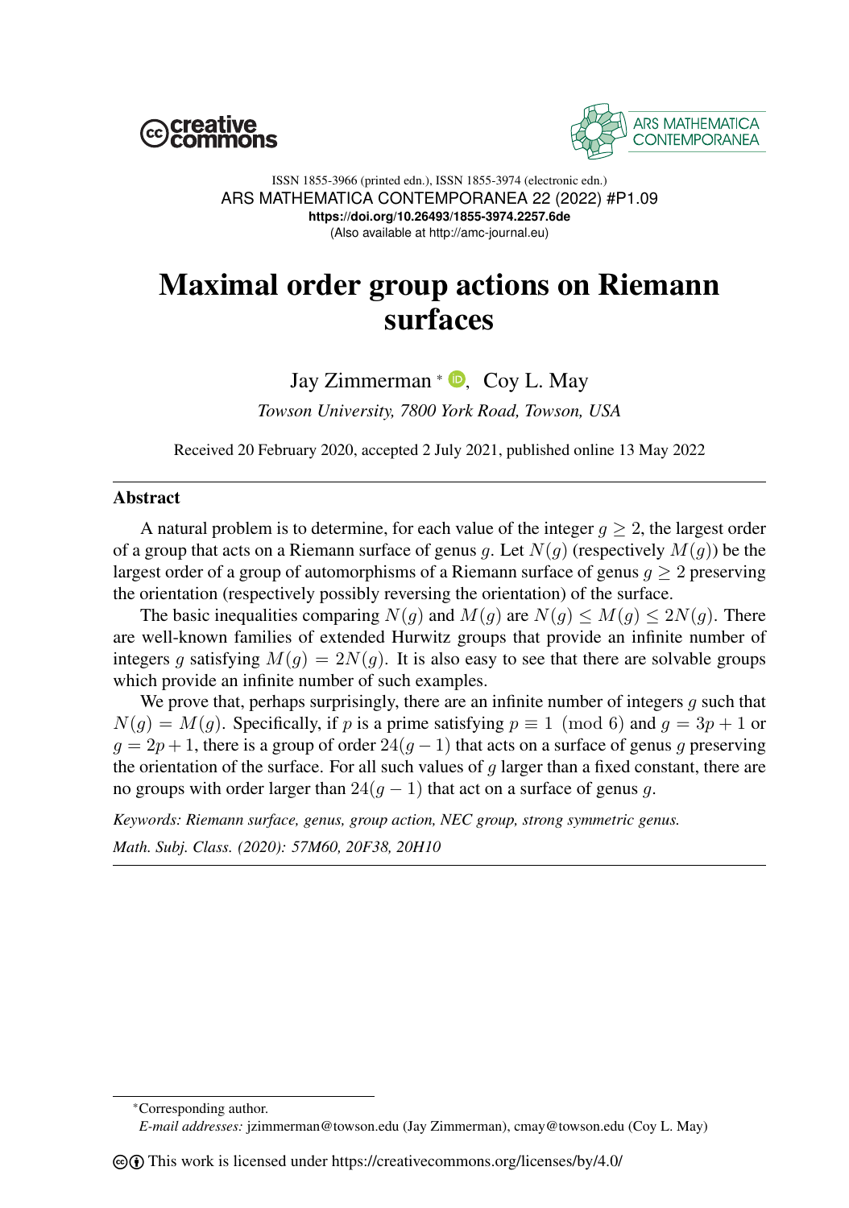ISSN 1855-3966 (printed edn.), ISSN 1855-3974 (electronic edn.)
ARS MATHEMATICA CONTEMPORANEA 22 (2022) #P1.09
**https://doi.org/10.26493/1855-3974.2257.6de**
(Also available at http://amc-journal.eu)

# Maximal order group actions on Riemann surfaces

Jay Zimmerman * , Coy L. May

*Towson University, 7800 York Road, Towson, USA*

Received 20 February 2020, accepted 2 July 2021, published online 13 May 2022

## Abstract

A natural problem is to determine, for each value of the integer $g \geq 2$, the largest order of a group that acts on a Riemann surface of genus $g$. Let $N(g)$ (respectively $M(g)$) be the largest order of a group of automorphisms of a Riemann surface of genus $g \geq 2$ preserving the orientation (respectively possibly reversing the orientation) of the surface.

The basic inequalities comparing $N(g)$ and $M(g)$ are $N(g) \leq M(g) \leq 2N(g)$. There are well-known families of extended Hurwitz groups that provide an infinite number of integers $g$ satisfying $M(g) = 2N(g)$. It is also easy to see that there are solvable groups which provide an infinite number of such examples.

We prove that, perhaps surprisingly, there are an infinite number of integers $g$ such that $N(g) = M(g)$. Specifically, if $p$ is a prime satisfying $p \equiv 1 \pmod 6$ and $g = 3p + 1$ or $g = 2p + 1$, there is a group of order $24(g - 1)$ that acts on a surface of genus $g$ preserving the orientation of the surface. For all such values of $g$ larger than a fixed constant, there are no groups with order larger than $24(g - 1)$ that act on a surface of genus $g$.

*Keywords: Riemann surface, genus, group action, NEC group, strong symmetric genus.*

*Math. Subj. Class. (2020): 57M60, 20F38, 20H10*

---

*Corresponding author.
*E-mail addresses:* jzimmerman@towson.edu (Jay Zimmerman), cmay@towson.edu (Coy L. May)

This work is licensed under https://creativecommons.org/licenses/by/4.0/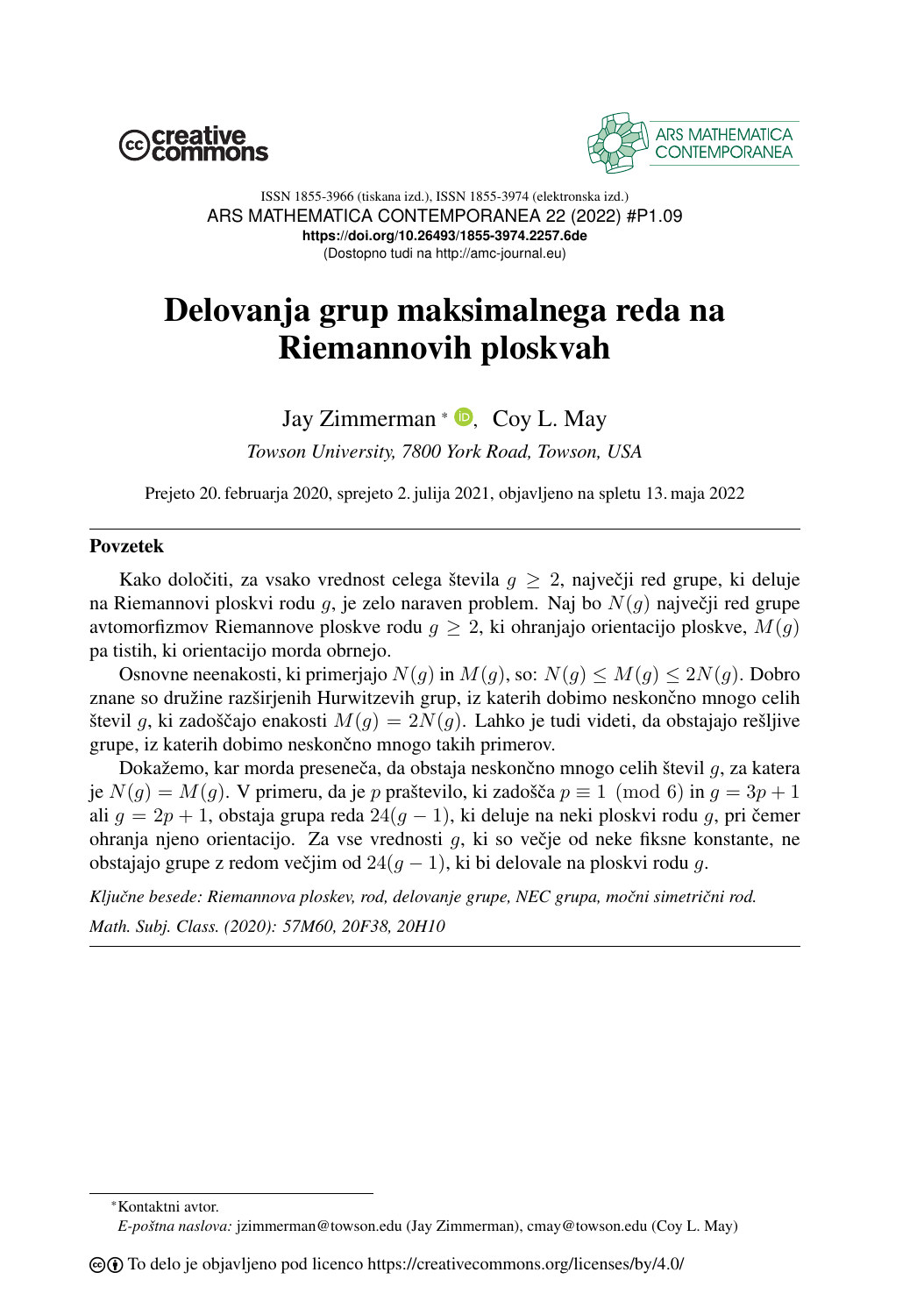ISSN 1855-3966 (tiskana izd.), ISSN 1855-3974 (elektronska izd.)
ARS MATHEMATICA CONTEMPORANEA 22 (2022) #P1.09
**https://doi.org/10.26493/1855-3974.2257.6de**
(Dostopno tudi na http://amc-journal.eu)

# Delovanja grup maksimalnega reda na Riemannovih ploskvah

Jay Zimmerman [*], Coy L. May

*Towson University, 7800 York Road, Towson, USA*

Prejeto 20. februarja 2020, sprejeto 2. julija 2021, objavljeno na spletu 13. maja 2022

## Povzetek

Kako določiti, za vsako vrednost celega števila $g \geq 2$, največji red grupe, ki deluje na Riemannovi ploskvi rodu $g$, je zelo naraven problem. Naj bo $N(g)$ največji red grupe avtomorfizmov Riemannove ploskve rodu $g \geq 2$, ki ohranjajo orientacijo ploskve, $M(g)$ pa tistih, ki orientacijo morda obrnejo.

Osnovne neenakosti, ki primerjajo $N(g)$ in $M(g)$, so: $N(g) \leq M(g) \leq 2N(g)$. Dobro znane so družine razširjenih Hurwitzevih grup, iz katerih dobimo neskončno mnogo celih števil $g$, ki zadoščajo enakosti $M(g) = 2N(g)$. Lahko je tudi videti, da obstajajo rešljive grupe, iz katerih dobimo neskončno mnogo takih primerov.

Dokažemo, kar morda preseneča, da obstaja neskončno mnogo celih števil $g$, za katera je $N(g) = M(g)$. V primeru, da je $p$ praštevilo, ki zadošča $p \equiv 1 \pmod 6$ in $g = 3p + 1$ ali $g = 2p + 1$, obstaja grupa reda $24(g - 1)$, ki deluje na neki ploskvi rodu $g$, pri čemer ohranja njeno orientacijo. Za vse vrednosti $g$, ki so večje od neke fiksne konstante, ne obstajajo grupe z redom večjim od $24(g - 1)$, ki bi delovale na ploskvi rodu $g$.

*Ključne besede: Riemannova ploskev, rod, delovanje grup, NEC grupa, močni simetrični rod.*

*Math. Subj. Class. (2020): 57M60, 20F38, 20H10*

---

[*] Kontaktni avtor.

*E-poštna naslova:* jzimmerman@towson.edu (Jay Zimmerman), cmay@towson.edu (Coy L. May)

To delo je objavljeno pod licenco https://creativecommons.org/licenses/by/4.0/